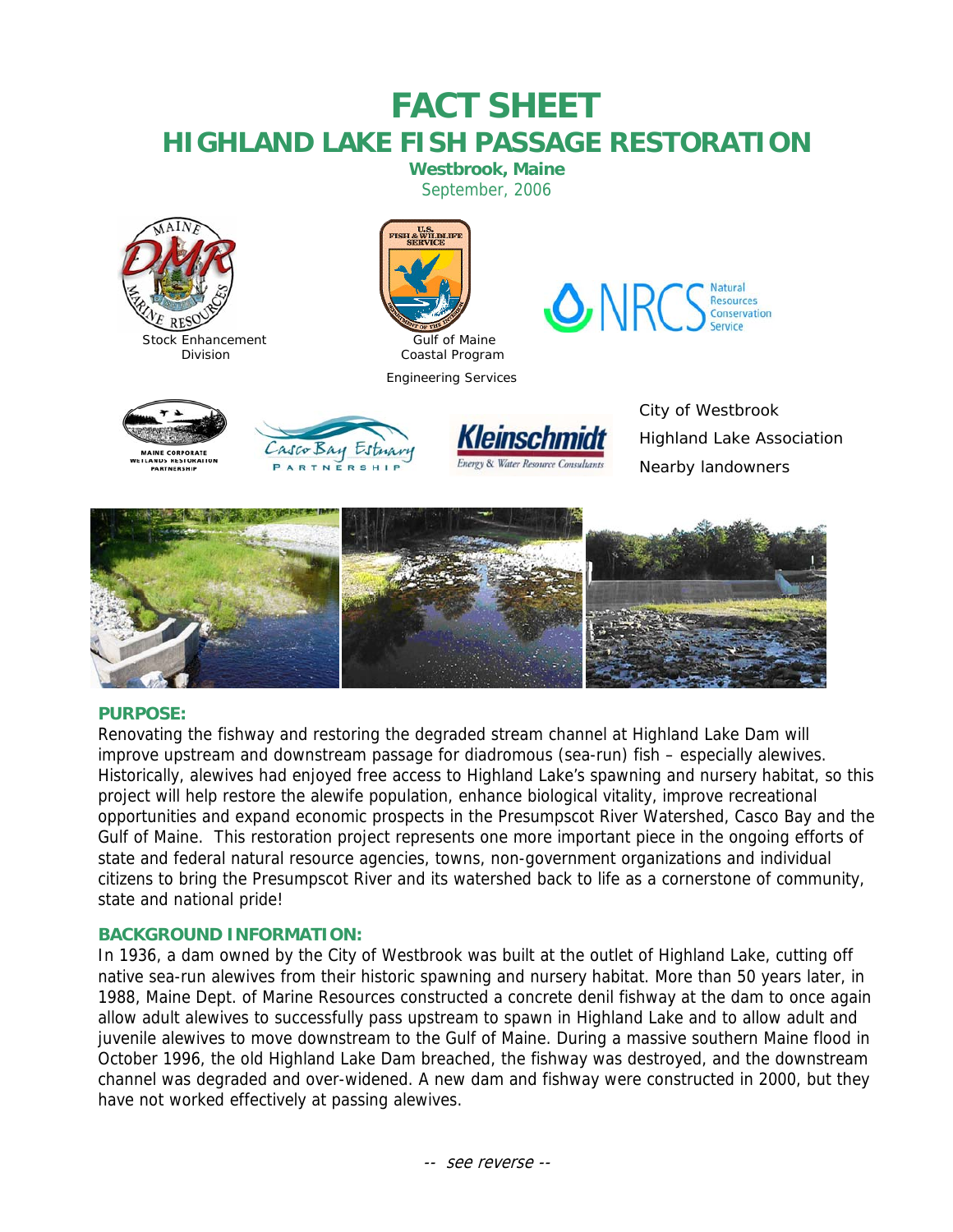# FACT SHEET

# HIGHLAND LAKE FISH PASSAGE RESTORATION

**Westbrook, Maine**

September, 2006

Stock Enhancement Division

Gulf of Maine Coastal Program

Engineering Services

City of Westbrook

Highland Lake Association

Nearby landowners

## PURPOSE:

Renovating the fishway and restoring the degraded stream channel at Highland Lake Dam will improve upstream and downstream passage for diadromous (sea-run) fish – especially alewives. Historically, alewives had enjoyed free access to Highland Lake's spawning and nursery habitat, so this project will help restore the alewife population, enhance biological vitality, improve recreational opportunities and expand economic prospects in the Presumpscot River Watershed, Casco Bay and the Gulf of Maine. This restoration project represents one more important piece in the ongoing efforts of state and federal natural resource agencies, towns, non-government organizations and individual citizens to bring the Presumpscot River and its watershed back to life as a cornerstone of community, state and national pride!

## BACKGROUND INFORMATION:

In 1936, a dam owned by the City of Westbrook was built at the outlet of Highland Lake, cutting off native sea-run alewives from their historic spawning and nursery habitat. More than 50 years later, in 1988, Maine Dept. of Marine Resources constructed a concrete denil fishway at the dam to once again allow adult alewives to successfully pass upstream to spawn in Highland Lake and to allow adult and juvenile alewives to move downstream to the Gulf of Maine. During a massive southern Maine flood in October 1996, the old Highland Lake Dam breached, the fishway was destroyed, and the downstream channel was degraded and over-widened. A new dam and fishway were constructed in 2000, but they have not worked effectively at passing alewives.

*-- see reverse --*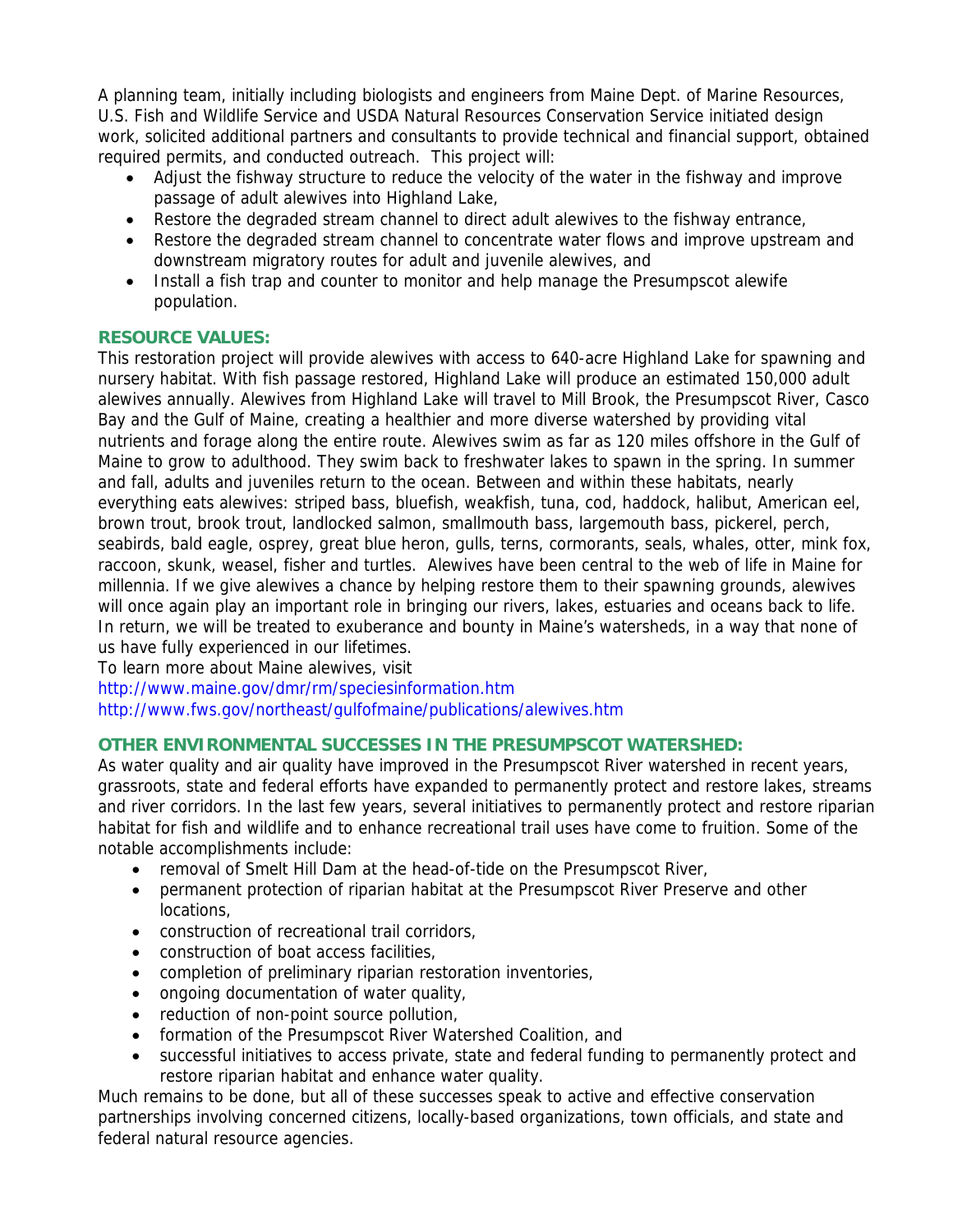A planning team, initially including biologists and engineers from Maine Dept. of Marine Resources, U.S. Fish and Wildlife Service and USDA Natural Resources Conservation Service initiated design work, solicited additional partners and consultants to provide technical and financial support, obtained required permits, and conducted outreach. This project will:

- Adjust the fishway structure to reduce the velocity of the water in the fishway and improve passage of adult alewives into Highland Lake,
- Restore the degraded stream channel to direct adult alewives to the fishway entrance,
- Restore the degraded stream channel to concentrate water flows and improve upstream and downstream migratory routes for adult and juvenile alewives, and
- Install a fish trap and counter to monitor and help manage the Presumpscot alewife population.

## RESOURCE VALUES:

This restoration project will provide alewives with access to 640-acre Highland Lake for spawning and nursery habitat. With fish passage restored, Highland Lake will produce an estimated 150,000 adult alewives annually. Alewives from Highland Lake will travel to Mill Brook, the Presumpscot River, Casco Bay and the Gulf of Maine, creating a healthier and more diverse watershed by providing vital nutrients and forage along the entire route. Alewives swim as far as 120 miles offshore in the Gulf of Maine to grow to adulthood. They swim back to freshwater lakes to spawn in the spring. In summer and fall, adults and juveniles return to the ocean. Between and within these habitats, nearly everything eats alewives: striped bass, bluefish, weakfish, tuna, cod, haddock, halibut, American eel, brown trout, brook trout, landlocked salmon, smallmouth bass, largemouth bass, pickerel, perch, seabirds, bald eagle, osprey, great blue heron, gulls, terns, cormorants, seals, whales, otter, mink fox, raccoon, skunk, weasel, fisher and turtles. Alewives have been central to the web of life in Maine for millennia. If we give alewives a chance by helping restore them to their spawning grounds, alewives will once again play an important role in bringing our rivers, lakes, estuaries and oceans back to life. In return, we will be treated to exuberance and bounty in Maine's watersheds, in a way that none of us have fully experienced in our lifetimes.

To learn more about Maine alewives, visit
http://www.maine.gov/dmr/rm/speciesinformation.htm
http://www.fws.gov/northeast/gulfofmaine/publications/alewives.htm

## OTHER ENVIRONMENTAL SUCCESSES IN THE PRESUMPSCOT WATERSHED:

As water quality and air quality have improved in the Presumpscot River watershed in recent years, grassroots, state and federal efforts have expanded to permanently protect and restore lakes, streams and river corridors. In the last few years, several initiatives to permanently protect and restore riparian habitat for fish and wildlife and to enhance recreational trail uses have come to fruition. Some of the notable accomplishments include:

- removal of Smelt Hill Dam at the head-of-tide on the Presumpscot River,
- permanent protection of riparian habitat at the Presumpscot River Preserve and other locations,
- construction of recreational trail corridors,
- construction of boat access facilities,
- completion of preliminary riparian restoration inventories,
- ongoing documentation of water quality,
- reduction of non-point source pollution,
- formation of the Presumpscot River Watershed Coalition, and
- successful initiatives to access private, state and federal funding to permanently protect and restore riparian habitat and enhance water quality.

Much remains to be done, but all of these successes speak to active and effective conservation partnerships involving concerned citizens, locally-based organizations, town officials, and state and federal natural resource agencies.